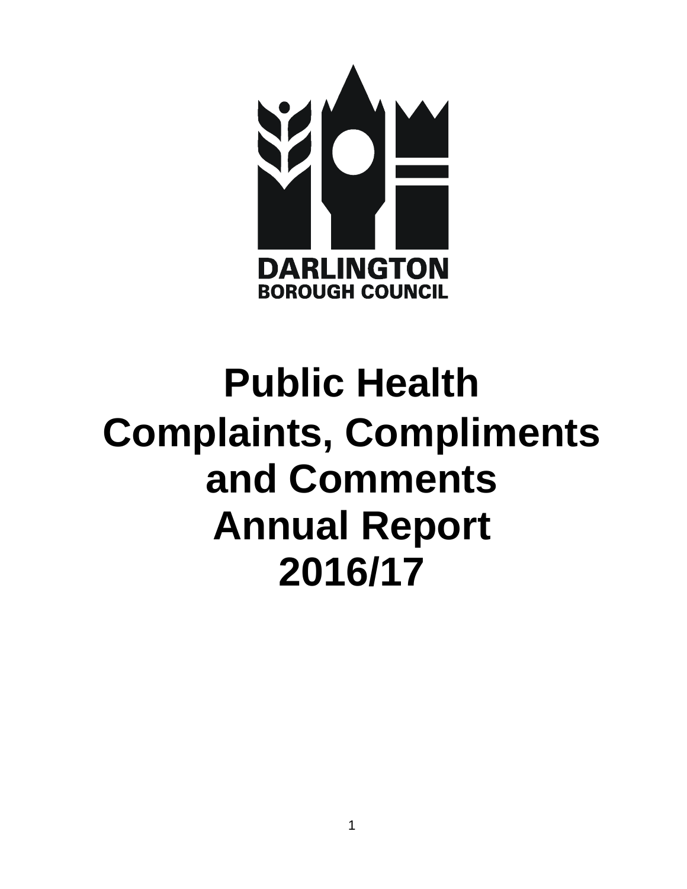DARLINGTON
BOROUGH COUNCIL

# Public Health Complaints, Compliments and Comments Annual Report 2016/17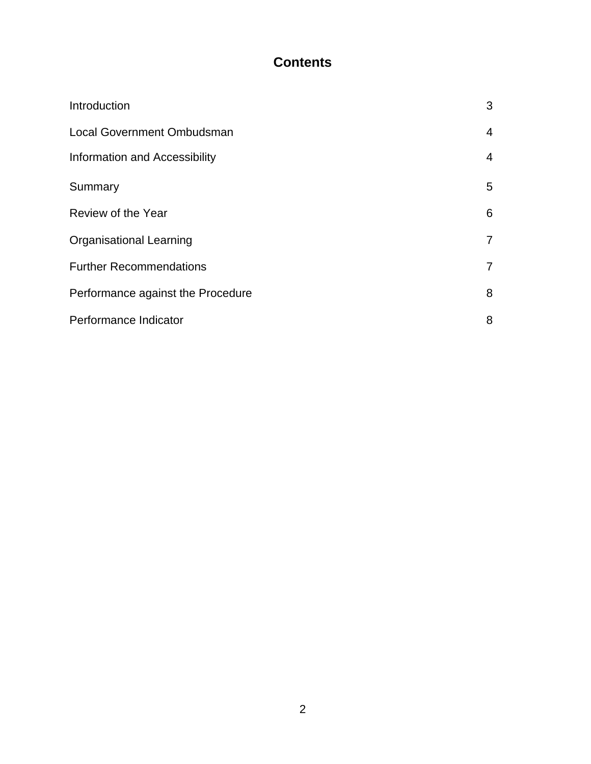# Contents

| | |
|---|---|
| Introduction | 3 |
| Local Government Ombudsman | 4 |
| Information and Accessibility | 4 |
| Summary | 5 |
| Review of the Year | 6 |
| Organisational Learning | 7 |
| Further Recommendations | 7 |
| Performance against the Procedure | 8 |
| Performance Indicator | 8 |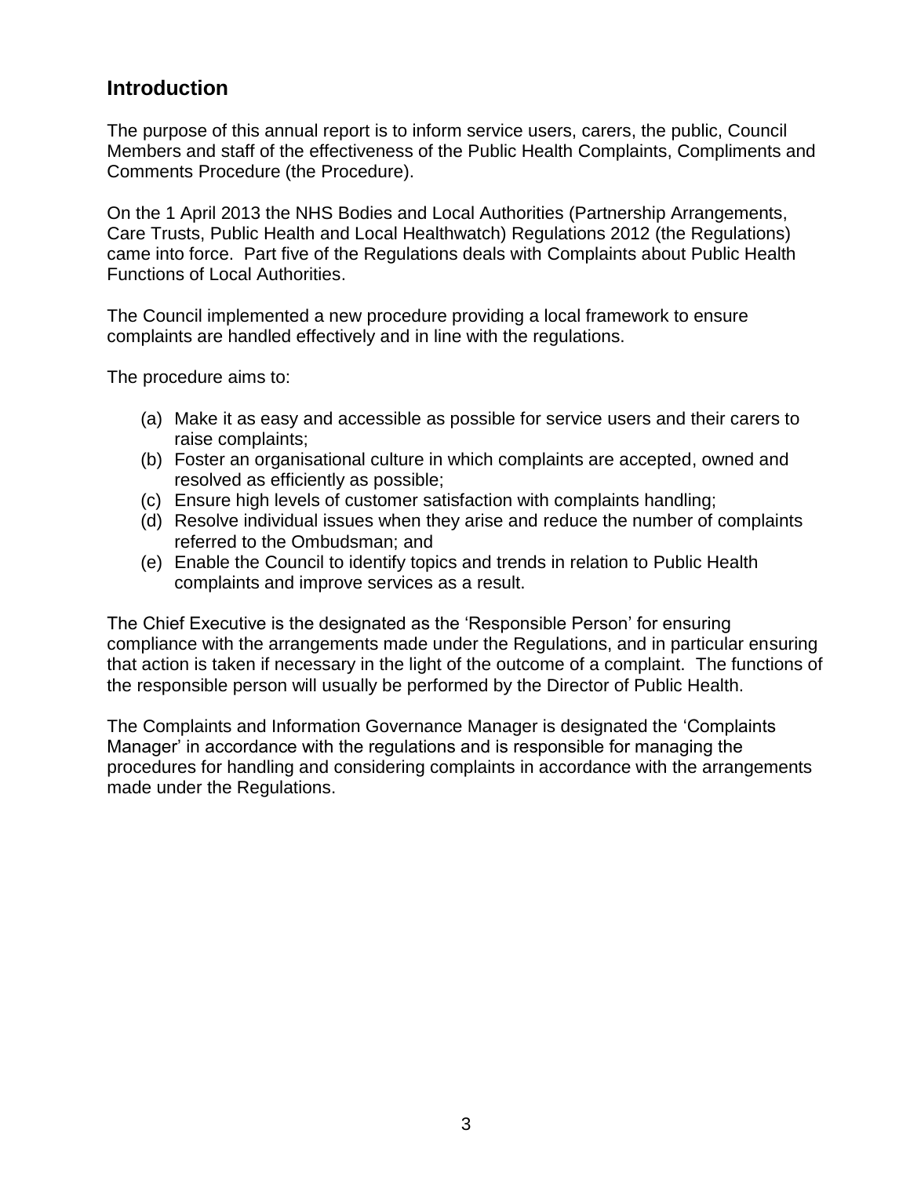## Introduction

The purpose of this annual report is to inform service users, carers, the public, Council Members and staff of the effectiveness of the Public Health Complaints, Compliments and Comments Procedure (the Procedure).

On the 1 April 2013 the NHS Bodies and Local Authorities (Partnership Arrangements, Care Trusts, Public Health and Local Healthwatch) Regulations 2012 (the Regulations) came into force. Part five of the Regulations deals with Complaints about Public Health Functions of Local Authorities.

The Council implemented a new procedure providing a local framework to ensure complaints are handled effectively and in line with the regulations.

The procedure aims to:

(a) Make it as easy and accessible as possible for service users and their carers to raise complaints;
(b) Foster an organisational culture in which complaints are accepted, owned and resolved as efficiently as possible;
(c) Ensure high levels of customer satisfaction with complaints handling;
(d) Resolve individual issues when they arise and reduce the number of complaints referred to the Ombudsman; and
(e) Enable the Council to identify topics and trends in relation to Public Health complaints and improve services as a result.

The Chief Executive is the designated as the 'Responsible Person' for ensuring compliance with the arrangements made under the Regulations, and in particular ensuring that action is taken if necessary in the light of the outcome of a complaint. The functions of the responsible person will usually be performed by the Director of Public Health.

The Complaints and Information Governance Manager is designated the 'Complaints Manager' in accordance with the regulations and is responsible for managing the procedures for handling and considering complaints in accordance with the arrangements made under the Regulations.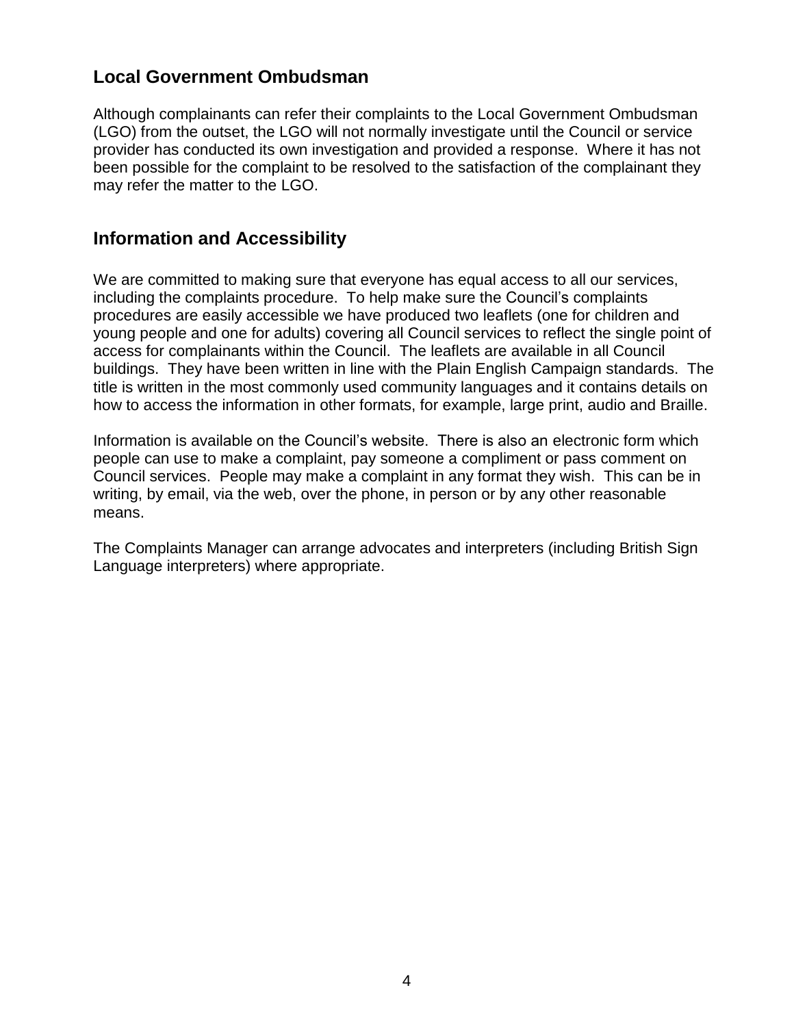## Local Government Ombudsman

Although complainants can refer their complaints to the Local Government Ombudsman (LGO) from the outset, the LGO will not normally investigate until the Council or service provider has conducted its own investigation and provided a response. Where it has not been possible for the complaint to be resolved to the satisfaction of the complainant they may refer the matter to the LGO.

## Information and Accessibility

We are committed to making sure that everyone has equal access to all our services, including the complaints procedure. To help make sure the Council's complaints procedures are easily accessible we have produced two leaflets (one for children and young people and one for adults) covering all Council services to reflect the single point of access for complainants within the Council. The leaflets are available in all Council buildings. They have been written in line with the Plain English Campaign standards. The title is written in the most commonly used community languages and it contains details on how to access the information in other formats, for example, large print, audio and Braille.

Information is available on the Council's website. There is also an electronic form which people can use to make a complaint, pay someone a compliment or pass comment on Council services. People may make a complaint in any format they wish. This can be in writing, by email, via the web, over the phone, in person or by any other reasonable means.

The Complaints Manager can arrange advocates and interpreters (including British Sign Language interpreters) where appropriate.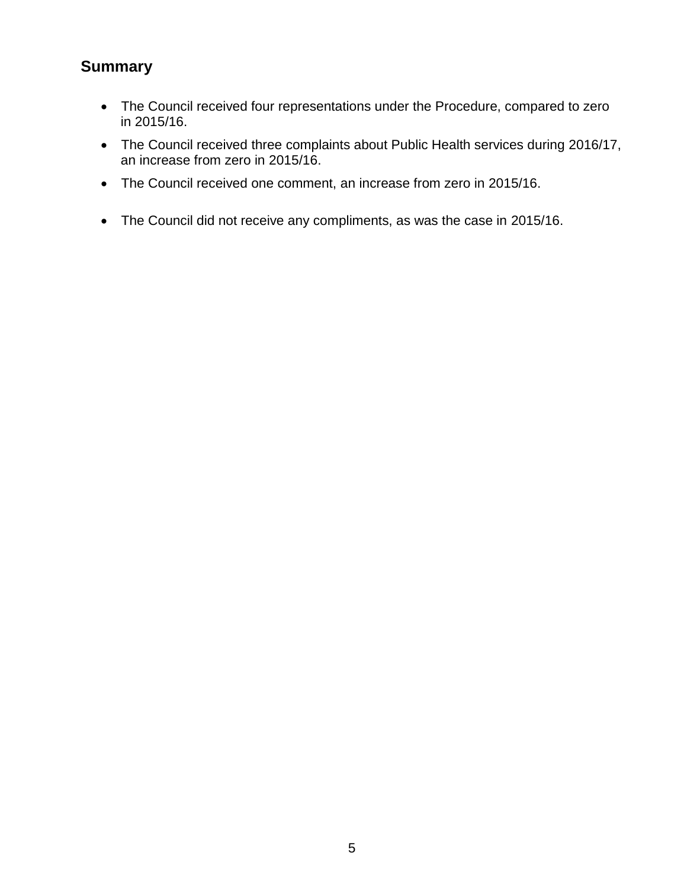## Summary

- The Council received four representations under the Procedure, compared to zero in 2015/16.
- The Council received three complaints about Public Health services during 2016/17, an increase from zero in 2015/16.
- The Council received one comment, an increase from zero in 2015/16.
- The Council did not receive any compliments, as was the case in 2015/16.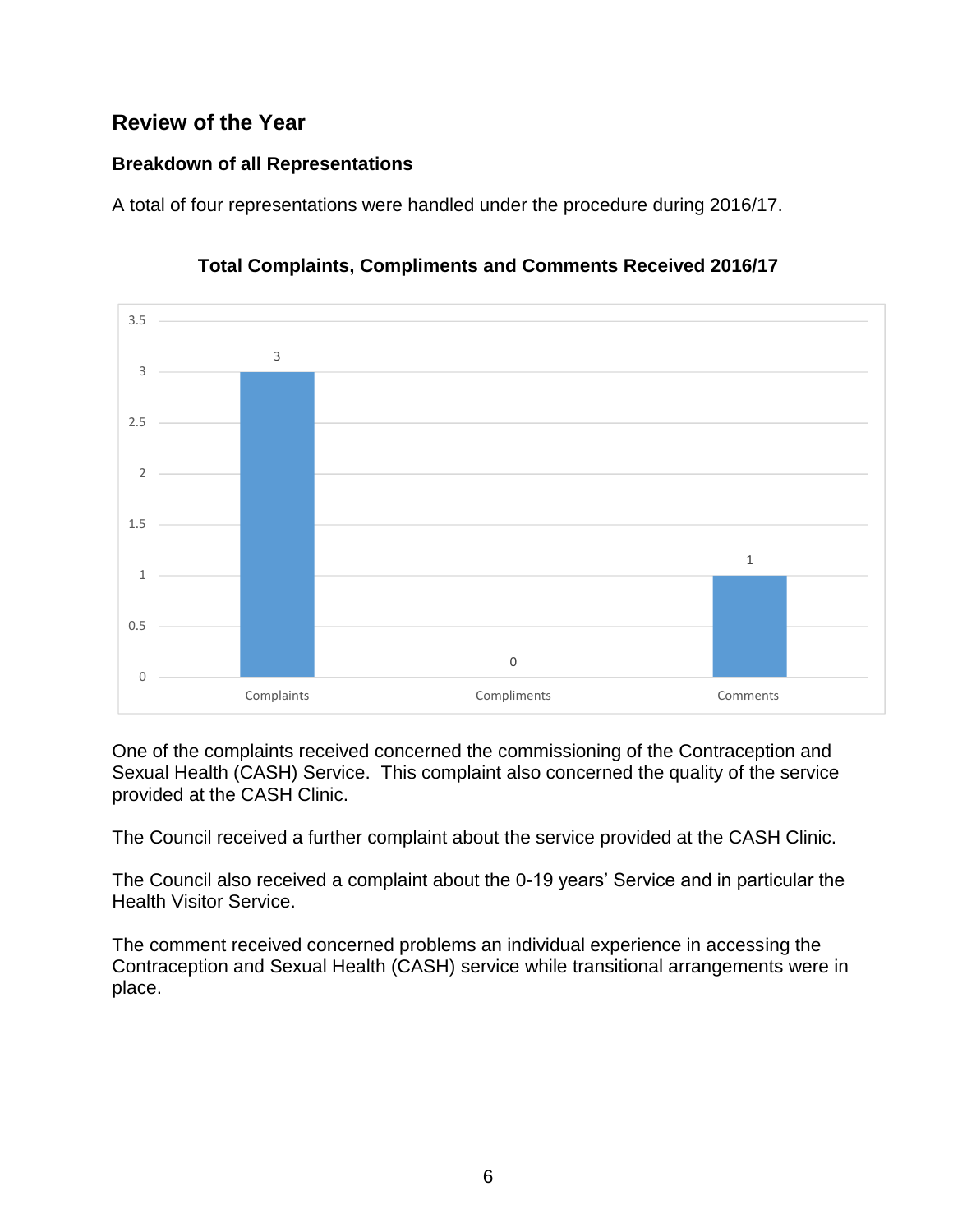## Review of the Year

### Breakdown of all Representations

A total of four representations were handled under the procedure during 2016/17.

**Total Complaints, Compliments and Comments Received 2016/17**

| Complaints | Compliments | Comments |
|---|---|---|
| 3 | 0 | 1 |

One of the complaints received concerned the commissioning of the Contraception and Sexual Health (CASH) Service. This complaint also concerned the quality of the service provided at the CASH Clinic.

The Council received a further complaint about the service provided at the CASH Clinic.

The Council also received a complaint about the 0-19 years' Service and in particular the Health Visitor Service.

The comment received concerned problems an individual experience in accessing the Contraception and Sexual Health (CASH) service while transitional arrangements were in place.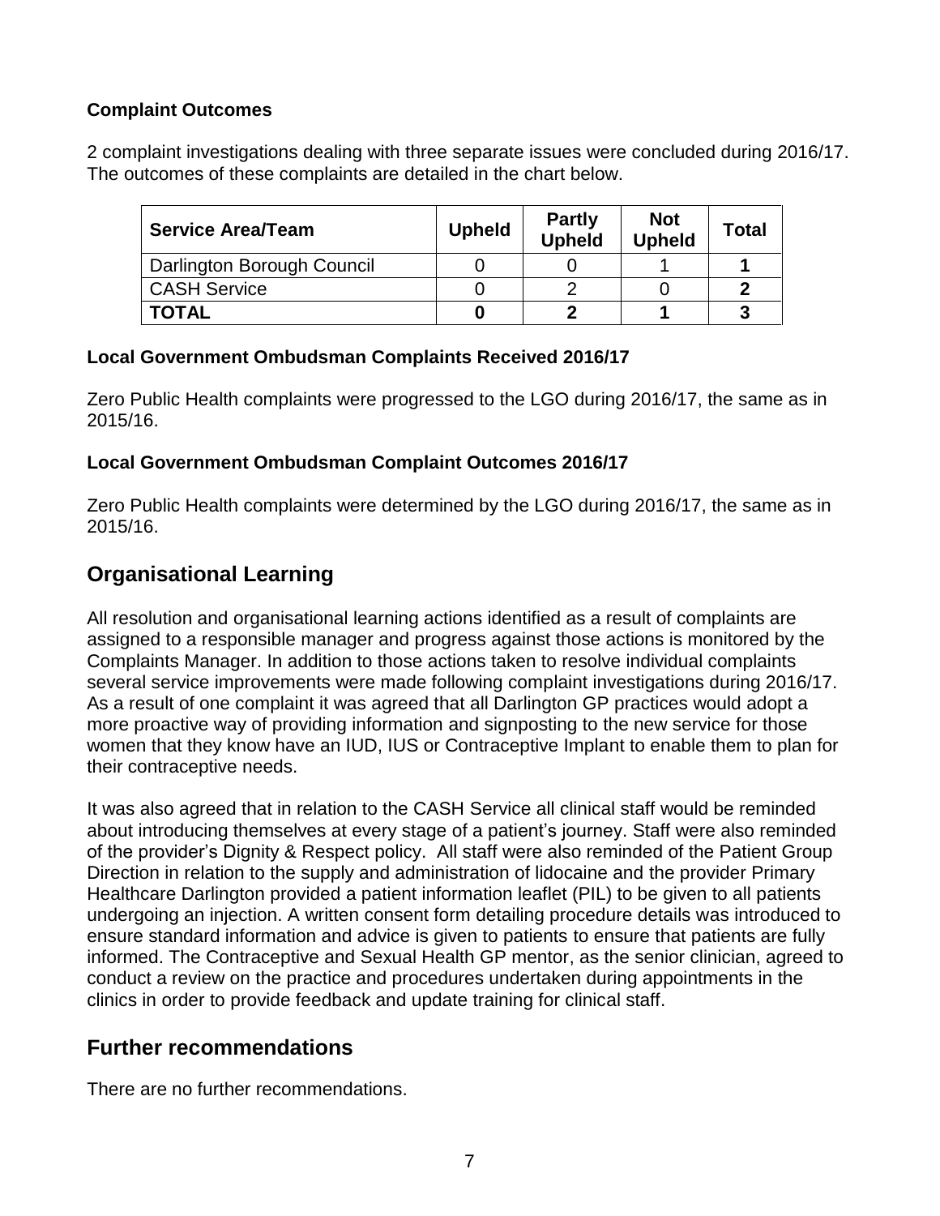### Complaint Outcomes

2 complaint investigations dealing with three separate issues were concluded during 2016/17. The outcomes of these complaints are detailed in the chart below.

| Service Area/Team | Upheld | Partly Upheld | Not Upheld | Total |
|---|---|---|---|---|
| Darlington Borough Council | 0 | 0 | 1 | **1** |
| CASH Service | 0 | 2 | 0 | **2** |
| **TOTAL** | **0** | **2** | **1** | **3** |

### Local Government Ombudsman Complaints Received 2016/17

Zero Public Health complaints were progressed to the LGO during 2016/17, the same as in 2015/16.

### Local Government Ombudsman Complaint Outcomes 2016/17

Zero Public Health complaints were determined by the LGO during 2016/17, the same as in 2015/16.

## Organisational Learning

All resolution and organisational learning actions identified as a result of complaints are assigned to a responsible manager and progress against those actions is monitored by the Complaints Manager. In addition to those actions taken to resolve individual complaints several service improvements were made following complaint investigations during 2016/17. As a result of one complaint it was agreed that all Darlington GP practices would adopt a more proactive way of providing information and signposting to the new service for those women that they know have an IUD, IUS or Contraceptive Implant to enable them to plan for their contraceptive needs.

It was also agreed that in relation to the CASH Service all clinical staff would be reminded about introducing themselves at every stage of a patient's journey. Staff were also reminded of the provider's Dignity & Respect policy. All staff were also reminded of the Patient Group Direction in relation to the supply and administration of lidocaine and the provider Primary Healthcare Darlington provided a patient information leaflet (PIL) to be given to all patients undergoing an injection. A written consent form detailing procedure details was introduced to ensure standard information and advice is given to patients to ensure that patients are fully informed. The Contraceptive and Sexual Health GP mentor, as the senior clinician, agreed to conduct a review on the practice and procedures undertaken during appointments in the clinics in order to provide feedback and update training for clinical staff.

## Further recommendations

There are no further recommendations.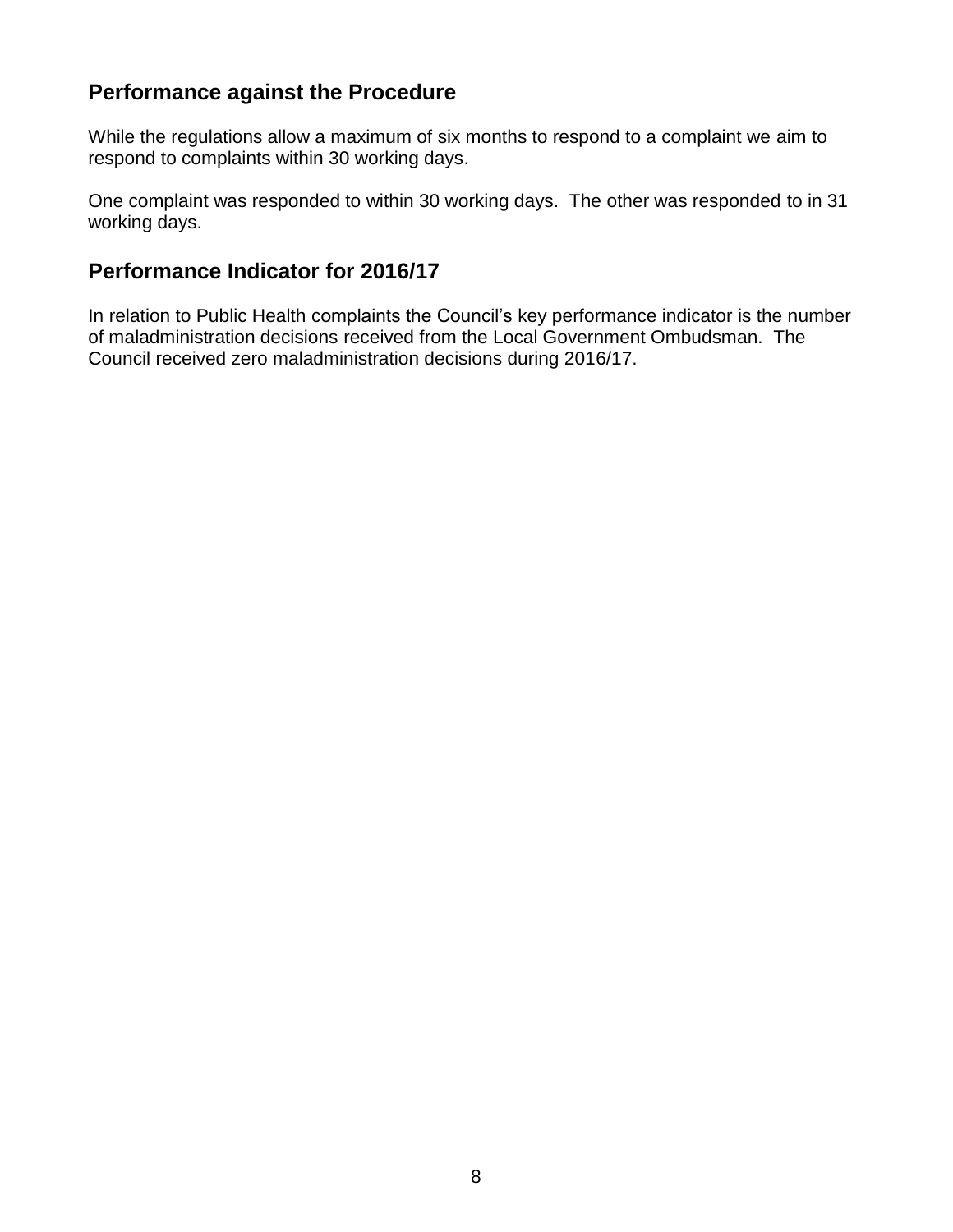## Performance against the Procedure

While the regulations allow a maximum of six months to respond to a complaint we aim to respond to complaints within 30 working days.

One complaint was responded to within 30 working days. The other was responded to in 31 working days.

## Performance Indicator for 2016/17

In relation to Public Health complaints the Council's key performance indicator is the number of maladministration decisions received from the Local Government Ombudsman. The Council received zero maladministration decisions during 2016/17.